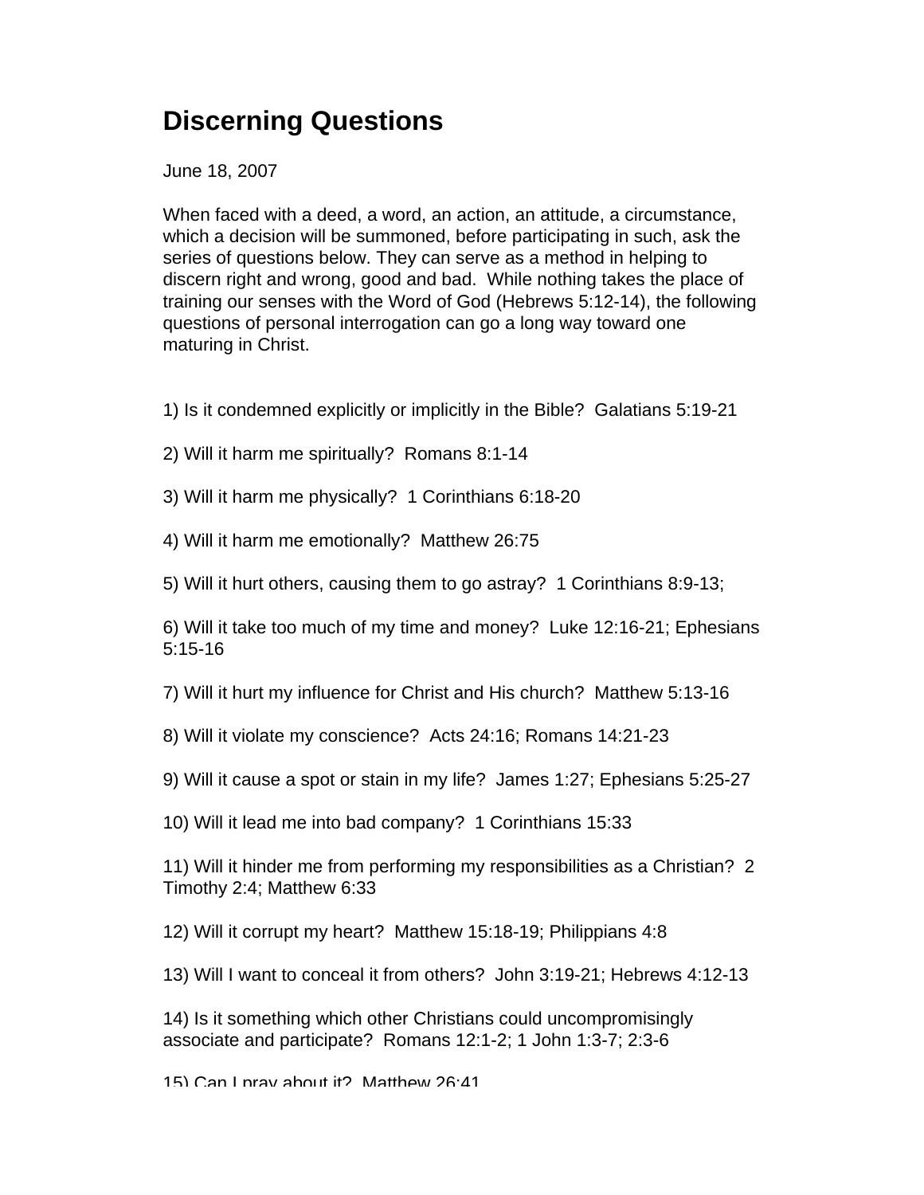# Discerning Questions

June 18, 2007

When faced with a deed, a word, an action, an attitude, a circumstance, which a decision will be summoned, before participating in such, ask the series of questions below. They can serve as a method in helping to discern right and wrong, good and bad. While nothing takes the place of training our senses with the Word of God (Hebrews 5:12-14), the following questions of personal interrogation can go a long way toward one maturing in Christ.

1) Is it condemned explicitly or implicitly in the Bible? Galatians 5:19-21

2) Will it harm me spiritually? Romans 8:1-14

3) Will it harm me physically? 1 Corinthians 6:18-20

4) Will it harm me emotionally? Matthew 26:75

5) Will it hurt others, causing them to go astray? 1 Corinthians 8:9-13;

6) Will it take too much of my time and money? Luke 12:16-21; Ephesians 5:15-16

7) Will it hurt my influence for Christ and His church? Matthew 5:13-16

8) Will it violate my conscience? Acts 24:16; Romans 14:21-23

9) Will it cause a spot or stain in my life? James 1:27; Ephesians 5:25-27

10) Will it lead me into bad company? 1 Corinthians 15:33

11) Will it hinder me from performing my responsibilities as a Christian? 2 Timothy 2:4; Matthew 6:33

12) Will it corrupt my heart? Matthew 15:18-19; Philippians 4:8

13) Will I want to conceal it from others? John 3:19-21; Hebrews 4:12-13

14) Is it something which other Christians could uncompromisingly associate and participate? Romans 12:1-2; 1 John 1:3-7; 2:3-6

15) Can I pray about it? Matthew 26:41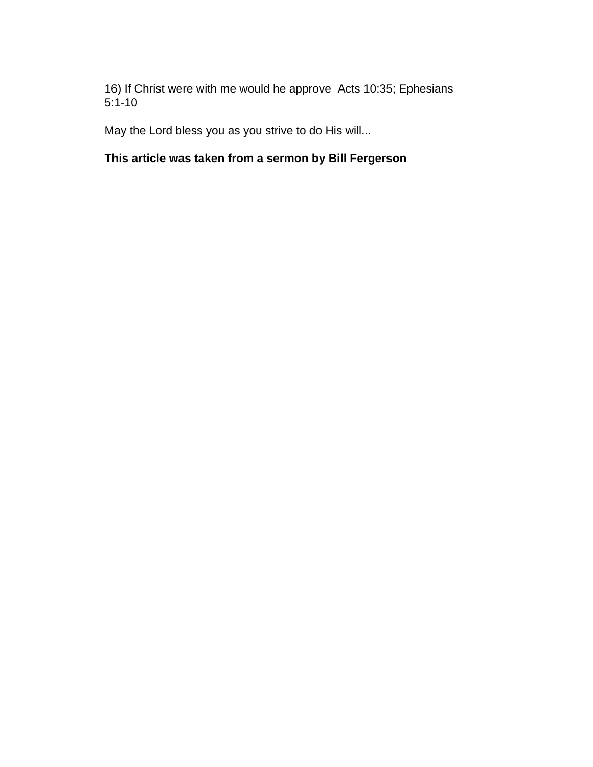16) If Christ were with me would he approve  Acts 10:35; Ephesians 5:1-10

May the Lord bless you as you strive to do His will...

**This article was taken from a sermon by Bill Fergerson**